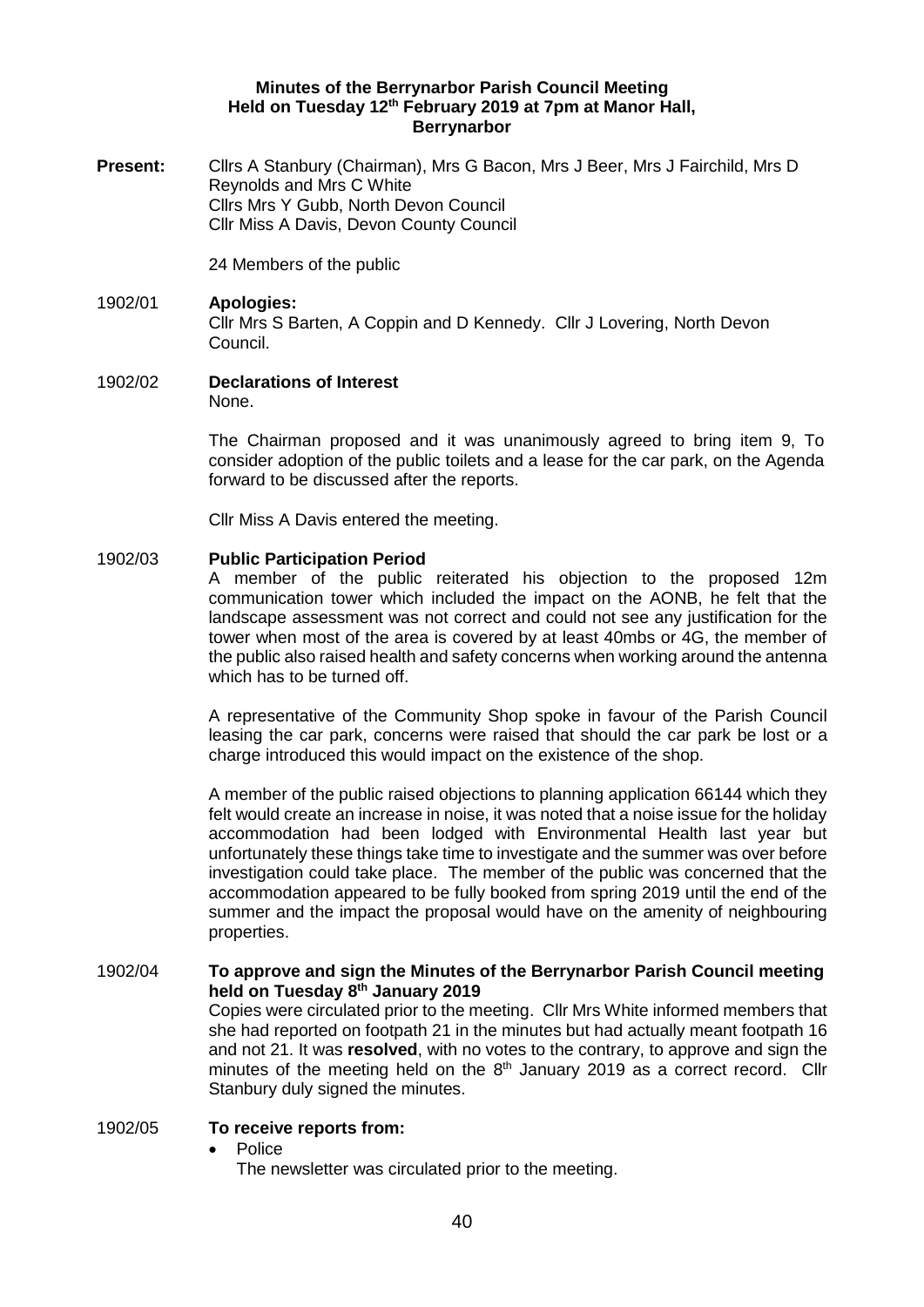# Minutes of the Berrynarbor Parish Council Meeting Held on Tuesday 12th February 2019 at 7pm at Manor Hall, Berrynarbor

**Present:** Cllrs A Stanbury (Chairman), Mrs G Bacon, Mrs J Beer, Mrs J Fairchild, Mrs D Reynolds and Mrs C White
Cllrs Mrs Y Gubb, North Devon Council
Cllr Miss A Davis, Devon County Council

24 Members of the public

**1902/01 Apologies:**

Cllr Mrs S Barten, A Coppin and D Kennedy. Cllr J Lovering, North Devon Council.

**1902/02 Declarations of Interest**

None.

The Chairman proposed and it was unanimously agreed to bring item 9, To consider adoption of the public toilets and a lease for the car park, on the Agenda forward to be discussed after the reports.

Cllr Miss A Davis entered the meeting.

**1902/03 Public Participation Period**

A member of the public reiterated his objection to the proposed 12m communication tower which included the impact on the AONB, he felt that the landscape assessment was not correct and could not see any justification for the tower when most of the area is covered by at least 40mbs or 4G, the member of the public also raised health and safety concerns when working around the antenna which has to be turned off.

A representative of the Community Shop spoke in favour of the Parish Council leasing the car park, concerns were raised that should the car park be lost or a charge introduced this would impact on the existence of the shop.

A member of the public raised objections to planning application 66144 which they felt would create an increase in noise, it was noted that a noise issue for the holiday accommodation had been lodged with Environmental Health last year but unfortunately these things take time to investigate and the summer was over before investigation could take place. The member of the public was concerned that the accommodation appeared to be fully booked from spring 2019 until the end of the summer and the impact the proposal would have on the amenity of neighbouring properties.

**1902/04 To approve and sign the Minutes of the Berrynarbor Parish Council meeting held on Tuesday 8th January 2019**

Copies were circulated prior to the meeting. Cllr Mrs White informed members that she had reported on footpath 21 in the minutes but had actually meant footpath 16 and not 21. It was **resolved**, with no votes to the contrary, to approve and sign the minutes of the meeting held on the 8th January 2019 as a correct record. Cllr Stanbury duly signed the minutes.

**1902/05 To receive reports from:**

- Police

  The newsletter was circulated prior to the meeting.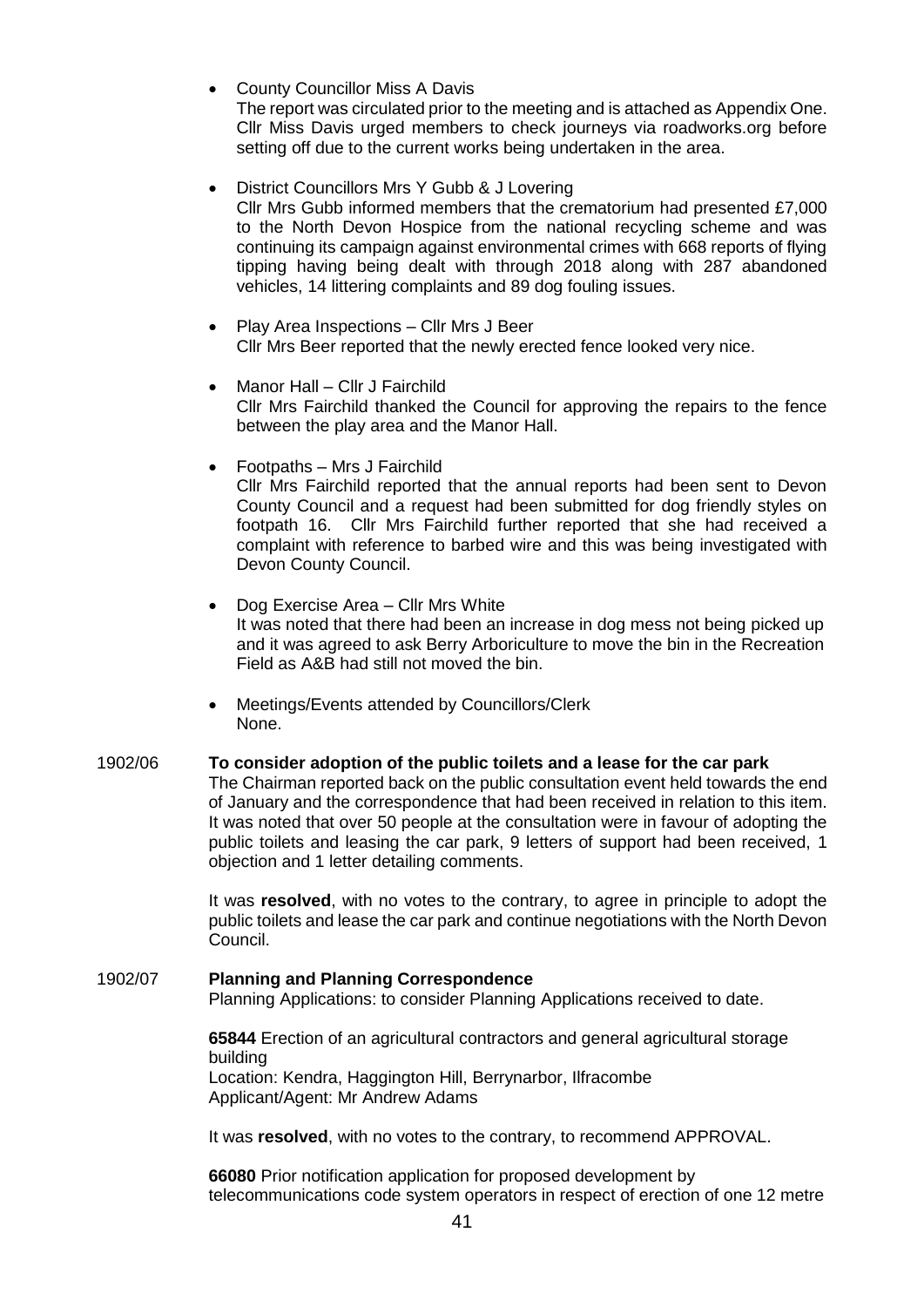- County Councillor Miss A Davis
  The report was circulated prior to the meeting and is attached as Appendix One. Cllr Miss Davis urged members to check journeys via roadworks.org before setting off due to the current works being undertaken in the area.

- District Councillors Mrs Y Gubb & J Lovering
  Cllr Mrs Gubb informed members that the crematorium had presented £7,000 to the North Devon Hospice from the national recycling scheme and was continuing its campaign against environmental crimes with 668 reports of flying tipping having being dealt with through 2018 along with 287 abandoned vehicles, 14 littering complaints and 89 dog fouling issues.

- Play Area Inspections – Cllr Mrs J Beer
  Cllr Mrs Beer reported that the newly erected fence looked very nice.

- Manor Hall – Cllr J Fairchild
  Cllr Mrs Fairchild thanked the Council for approving the repairs to the fence between the play area and the Manor Hall.

- Footpaths – Mrs J Fairchild
  Cllr Mrs Fairchild reported that the annual reports had been sent to Devon County Council and a request had been submitted for dog friendly styles on footpath 16. Cllr Mrs Fairchild further reported that she had received a complaint with reference to barbed wire and this was being investigated with Devon County Council.

- Dog Exercise Area – Cllr Mrs White
  It was noted that there had been an increase in dog mess not being picked up and it was agreed to ask Berry Arboriculture to move the bin in the Recreation Field as A&B had still not moved the bin.

- Meetings/Events attended by Councillors/Clerk
  None.

1902/06 **To consider adoption of the public toilets and a lease for the car park**

The Chairman reported back on the public consultation event held towards the end of January and the correspondence that had been received in relation to this item. It was noted that over 50 people at the consultation were in favour of adopting the public toilets and leasing the car park, 9 letters of support had been received, 1 objection and 1 letter detailing comments.

It was **resolved**, with no votes to the contrary, to agree in principle to adopt the public toilets and lease the car park and continue negotiations with the North Devon Council.

1902/07 **Planning and Planning Correspondence**

Planning Applications: to consider Planning Applications received to date.

**65844** Erection of an agricultural contractors and general agricultural storage building
Location: Kendra, Haggington Hill, Berrynarbor, Ilfracombe
Applicant/Agent: Mr Andrew Adams

It was **resolved**, with no votes to the contrary, to recommend APPROVAL.

**66080** Prior notification application for proposed development by telecommunications code system operators in respect of erection of one 12 metre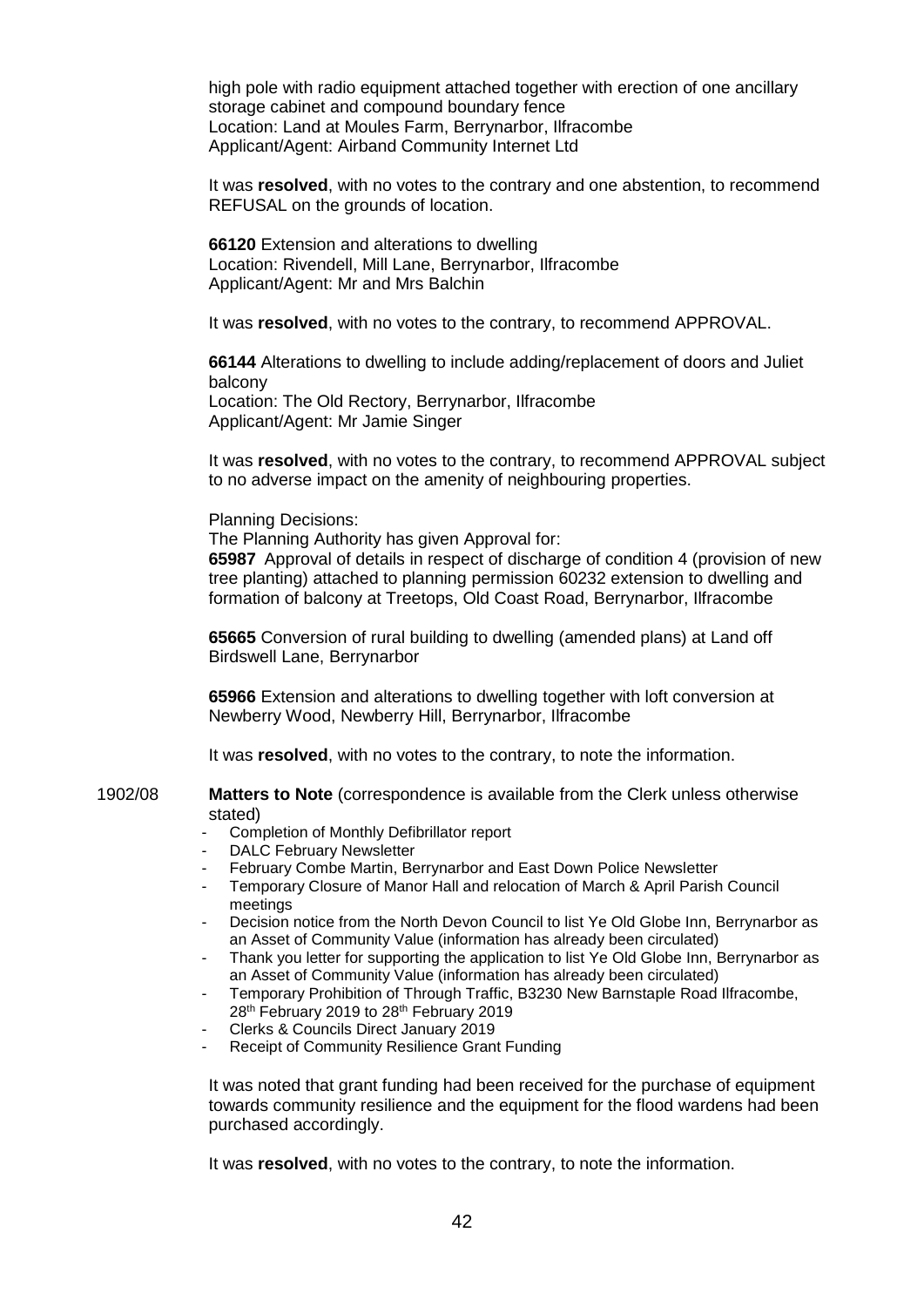high pole with radio equipment attached together with erection of one ancillary storage cabinet and compound boundary fence
Location: Land at Moules Farm, Berrynarbor, Ilfracombe
Applicant/Agent: Airband Community Internet Ltd

It was **resolved**, with no votes to the contrary and one abstention, to recommend REFUSAL on the grounds of location.

**66120** Extension and alterations to dwelling
Location: Rivendell, Mill Lane, Berrynarbor, Ilfracombe
Applicant/Agent: Mr and Mrs Balchin

It was **resolved**, with no votes to the contrary, to recommend APPROVAL.

**66144** Alterations to dwelling to include adding/replacement of doors and Juliet balcony
Location: The Old Rectory, Berrynarbor, Ilfracombe
Applicant/Agent: Mr Jamie Singer

It was **resolved**, with no votes to the contrary, to recommend APPROVAL subject to no adverse impact on the amenity of neighbouring properties.

Planning Decisions:
The Planning Authority has given Approval for:
**65987** Approval of details in respect of discharge of condition 4 (provision of new tree planting) attached to planning permission 60232 extension to dwelling and formation of balcony at Treetops, Old Coast Road, Berrynarbor, Ilfracombe

**65665** Conversion of rural building to dwelling (amended plans) at Land off Birdswell Lane, Berrynarbor

**65966** Extension and alterations to dwelling together with loft conversion at Newberry Wood, Newberry Hill, Berrynarbor, Ilfracombe

It was **resolved**, with no votes to the contrary, to note the information.

1902/08 **Matters to Note** (correspondence is available from the Clerk unless otherwise stated)

- Completion of Monthly Defibrillator report
- DALC February Newsletter
- February Combe Martin, Berrynarbor and East Down Police Newsletter
- Temporary Closure of Manor Hall and relocation of March & April Parish Council meetings
- Decision notice from the North Devon Council to list Ye Old Globe Inn, Berrynarbor as an Asset of Community Value (information has already been circulated)
- Thank you letter for supporting the application to list Ye Old Globe Inn, Berrynarbor as an Asset of Community Value (information has already been circulated)
- Temporary Prohibition of Through Traffic, B3230 New Barnstaple Road Ilfracombe, 28th February 2019 to 28th February 2019
- Clerks & Councils Direct January 2019
- Receipt of Community Resilience Grant Funding

It was noted that grant funding had been received for the purchase of equipment towards community resilience and the equipment for the flood wardens had been purchased accordingly.

It was **resolved**, with no votes to the contrary, to note the information.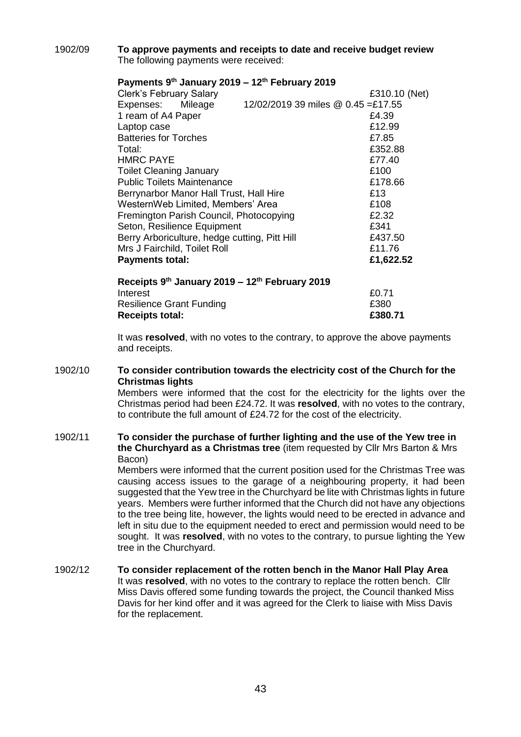1902/09 **To approve payments and receipts to date and receive budget review**
The following payments were received:

**Payments 9th January 2019 – 12th February 2019**

| | |
|---|---|
| Clerk's February Salary | £310.10 (Net) |
| Expenses: Mileage 12/02/2019 39 miles @ 0.45 | =£17.55 |
| 1 ream of A4 Paper | £4.39 |
| Laptop case | £12.99 |
| Batteries for Torches | £7.85 |
| Total: | £352.88 |
| HMRC PAYE | £77.40 |
| Toilet Cleaning January | £100 |
| Public Toilets Maintenance | £178.66 |
| Berrynarbor Manor Hall Trust, Hall Hire | £13 |
| WesternWeb Limited, Members' Area | £108 |
| Fremington Parish Council, Photocopying | £2.32 |
| Seton, Resilience Equipment | £341 |
| Berry Arboriculture, hedge cutting, Pitt Hill | £437.50 |
| Mrs J Fairchild, Toilet Roll | £11.76 |
| **Payments total:** | **£1,622.52** |

**Receipts 9th January 2019 – 12th February 2019**

| | |
|---|---|
| Interest | £0.71 |
| Resilience Grant Funding | £380 |
| **Receipts total:** | **£380.71** |

It was **resolved**, with no votes to the contrary, to approve the above payments and receipts.

1902/10 **To consider contribution towards the electricity cost of the Church for the Christmas lights**
Members were informed that the cost for the electricity for the lights over the Christmas period had been £24.72. It was **resolved**, with no votes to the contrary, to contribute the full amount of £24.72 for the cost of the electricity.

1902/11 **To consider the purchase of further lighting and the use of the Yew tree in the Churchyard as a Christmas tree** (item requested by Cllr Mrs Barton & Mrs Bacon)
Members were informed that the current position used for the Christmas Tree was causing access issues to the garage of a neighbouring property, it had been suggested that the Yew tree in the Churchyard be lite with Christmas lights in future years. Members were further informed that the Church did not have any objections to the tree being lite, however, the lights would need to be erected in advance and left in situ due to the equipment needed to erect and permission would need to be sought. It was **resolved**, with no votes to the contrary, to pursue lighting the Yew tree in the Churchyard.

1902/12 **To consider replacement of the rotten bench in the Manor Hall Play Area**
It was **resolved**, with no votes to the contrary to replace the rotten bench. Cllr Miss Davis offered some funding towards the project, the Council thanked Miss Davis for her kind offer and it was agreed for the Clerk to liaise with Miss Davis for the replacement.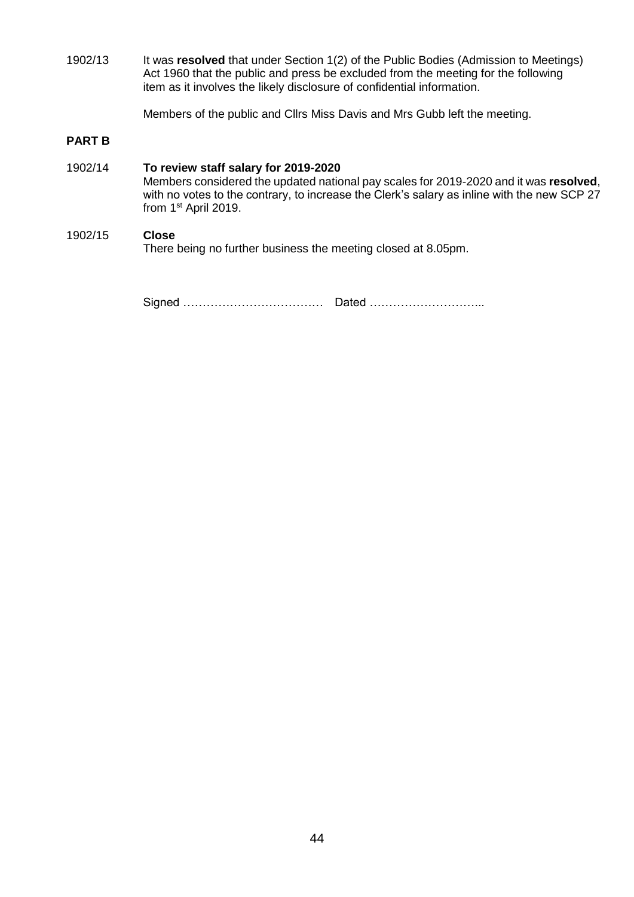1902/13 It was **resolved** that under Section 1(2) of the Public Bodies (Admission to Meetings) Act 1960 that the public and press be excluded from the meeting for the following item as it involves the likely disclosure of confidential information.

Members of the public and Cllrs Miss Davis and Mrs Gubb left the meeting.

**PART B**

1902/14 **To review staff salary for 2019-2020**
Members considered the updated national pay scales for 2019-2020 and it was **resolved**, with no votes to the contrary, to increase the Clerk's salary as inline with the new SCP 27 from 1st April 2019.

1902/15 **Close**
There being no further business the meeting closed at 8.05pm.

Signed ……………………………… Dated ………………………..